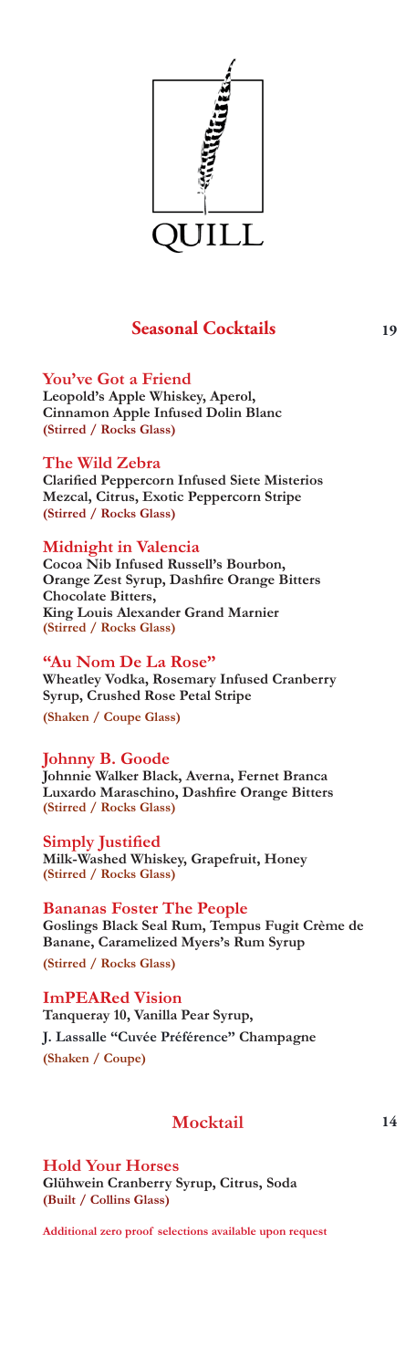# QUILL

## Seasonal Cocktails 19

**You've Got a Friend**
**Leopold's Apple Whiskey, Aperol, Cinnamon Apple Infused Dolin Blanc**
**(Stirred / Rocks Glass)**

**The Wild Zebra**
**Clarified Peppercorn Infused Siete Misterios Mezcal, Citrus, Exotic Peppercorn Stripe**
**(Stirred / Rocks Glass)**

**Midnight in Valencia**
**Cocoa Nib Infused Russell's Bourbon, Orange Zest Syrup, Dashfire Orange Bitters Chocolate Bitters, King Louis Alexander Grand Marnier**
**(Stirred / Rocks Glass)**

**"Au Nom De La Rose"**
**Wheatley Vodka, Rosemary Infused Cranberry Syrup, Crushed Rose Petal Stripe**
**(Shaken / Coupe Glass)**

**Johnny B. Goode**
**Johnnie Walker Black, Averna, Fernet Branca Luxardo Maraschino, Dashfire Orange Bitters**
**(Stirred / Rocks Glass)**

**Simply Justified**
**Milk-Washed Whiskey, Grapefruit, Honey**
**(Stirred / Rocks Glass)**

**Bananas Foster The People**
**Goslings Black Seal Rum, Tempus Fugit Crème de Banane, Caramelized Myers's Rum Syrup**
**(Stirred / Rocks Glass)**

**ImPEARed Vision**
**Tanqueray 10, Vanilla Pear Syrup, J. Lassalle "Cuvée Préférence" Champagne**
**(Shaken / Coupe)**

## Mocktail 14

**Hold Your Horses**
**Glühwein Cranberry Syrup, Citrus, Soda**
**(Built / Collins Glass)**

**Additional zero proof selections available upon request**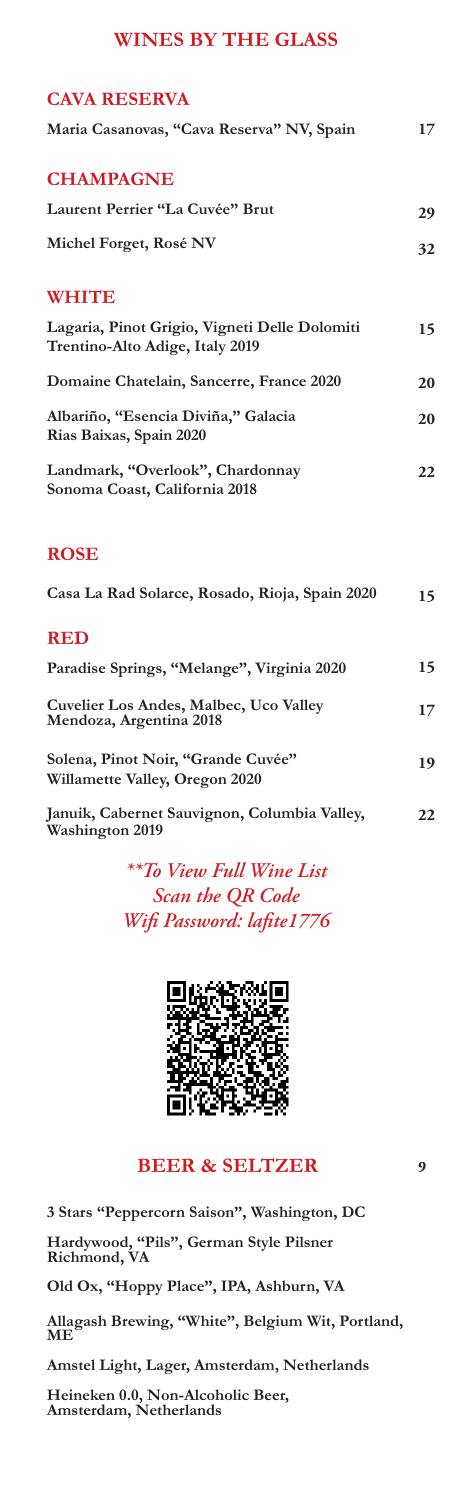# WINES BY THE GLASS

## CAVA RESERVA

**Maria Casanovas, "Cava Reserva" NV, Spain** 17

## CHAMPAGNE

**Laurent Perrier "La Cuvée" Brut** 29

**Michel Forget, Rosé NV** 32

## WHITE

**Lagaria, Pinot Grigio, Vigneti Delle Dolomiti Trentino-Alto Adige, Italy 2019** 15

**Domaine Chatelain, Sancerre, France 2020** 20

**Albariño, "Esencia Diviña," Galacia Rias Baixas, Spain 2020** 20

**Landmark, "Overlook", Chardonnay Sonoma Coast, California 2018** 22

## ROSE

**Casa La Rad Solarce, Rosado, Rioja, Spain 2020** 15

## RED

**Paradise Springs, "Melange", Virginia 2020** 15

**Cuvelier Los Andes, Malbec, Uco Valley Mendoza, Argentina 2018** 17

**Solena, Pinot Noir, "Grande Cuvée" Willamette Valley, Oregon 2020** 19

**Januik, Cabernet Sauvignon, Columbia Valley, Washington 2019** 22

*\*\*To View Full Wine List*
*Scan the QR Code*
*Wifi Password: lafite1776*

## BEER & SELTZER 9

**3 Stars "Peppercorn Saison", Washington, DC**

**Hardywood, "Pils", German Style Pilsner Richmond, VA**

**Old Ox, "Hoppy Place", IPA, Ashburn, VA**

**Allagash Brewing, "White", Belgium Wit, Portland, ME**

**Amstel Light, Lager, Amsterdam, Netherlands**

**Heineken 0.0, Non-Alcoholic Beer, Amsterdam, Netherlands**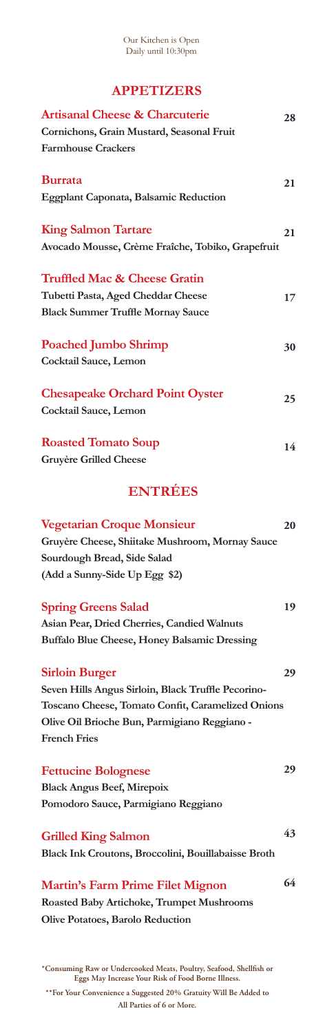Our Kitchen is Open
Daily until 10:30pm

## APPETIZERS

**Artisanal Cheese & Charcuterie** 28
Cornichons, Grain Mustard, Seasonal Fruit
Farmhouse Crackers

**Burrata** 21
Eggplant Caponata, Balsamic Reduction

**King Salmon Tartare** 21
Avocado Mousse, Crème Fraîche, Tobiko, Grapefruit

**Truffled Mac & Cheese Gratin** 17
Tubetti Pasta, Aged Cheddar Cheese
Black Summer Truffle Mornay Sauce

**Poached Jumbo Shrimp** 30
Cocktail Sauce, Lemon

**Chesapeake Orchard Point Oyster** 25
Cocktail Sauce, Lemon

**Roasted Tomato Soup** 14
Gruyère Grilled Cheese

## ENTRÉES

**Vegetarian Croque Monsieur** 20
Gruyère Cheese, Shiitake Mushroom, Mornay Sauce
Sourdough Bread, Side Salad
(Add a Sunny-Side Up Egg $2)

**Spring Greens Salad** 19
Asian Pear, Dried Cherries, Candied Walnuts
Buffalo Blue Cheese, Honey Balsamic Dressing

**Sirloin Burger** 29
Seven Hills Angus Sirloin, Black Truffle Pecorino-Toscano Cheese, Tomato Confit, Caramelized Onions
Olive Oil Brioche Bun, Parmigiano Reggiano - French Fries

**Fettucine Bolognese** 29
Black Angus Beef, Mirepoix
Pomodoro Sauce, Parmigiano Reggiano

**Grilled King Salmon** 43
Black Ink Croutons, Broccolini, Bouillabaisse Broth

**Martin's Farm Prime Filet Mignon** 64
Roasted Baby Artichoke, Trumpet Mushrooms
Olive Potatoes, Barolo Reduction

*Consuming Raw or Undercooked Meats, Poultry, Seafood, Shellfish or Eggs May Increase Your Risk of Food Borne Illness.

**For Your Convenience a Suggested 20% Gratuity Will Be Added to All Parties of 6 or More.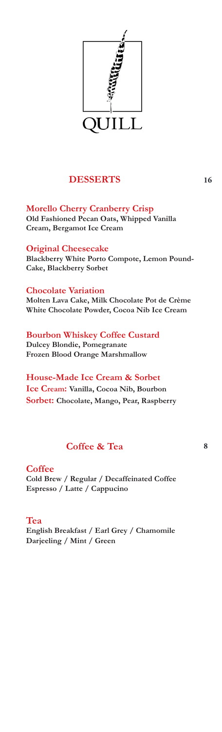QUILL

## DESSERTS 16

### Morello Cherry Cranberry Crisp
**Old Fashioned Pecan Oats, Whipped Vanilla Cream, Bergamot Ice Cream**

### Original Cheesecake
**Blackberry White Porto Compote, Lemon Pound-Cake, Blackberry Sorbet**

### Chocolate Variation
**Molten Lava Cake, Milk Chocolate Pot de Crème White Chocolate Powder, Cocoa Nib Ice Cream**

### Bourbon Whiskey Coffee Custard
**Dulcey Blondie, Pomegranate Frozen Blood Orange Marshmallow**

### House-Made Ice Cream & Sorbet
**Ice Cream: Vanilla, Cocoa Nib, Bourbon**
**Sorbet: Chocolate, Mango, Pear, Raspberry**

## Coffee & Tea 8

### Coffee
**Cold Brew / Regular / Decaffeinated Coffee Espresso / Latte / Cappucino**

### Tea
**English Breakfast / Earl Grey / Chamomile Darjeeling / Mint / Green**